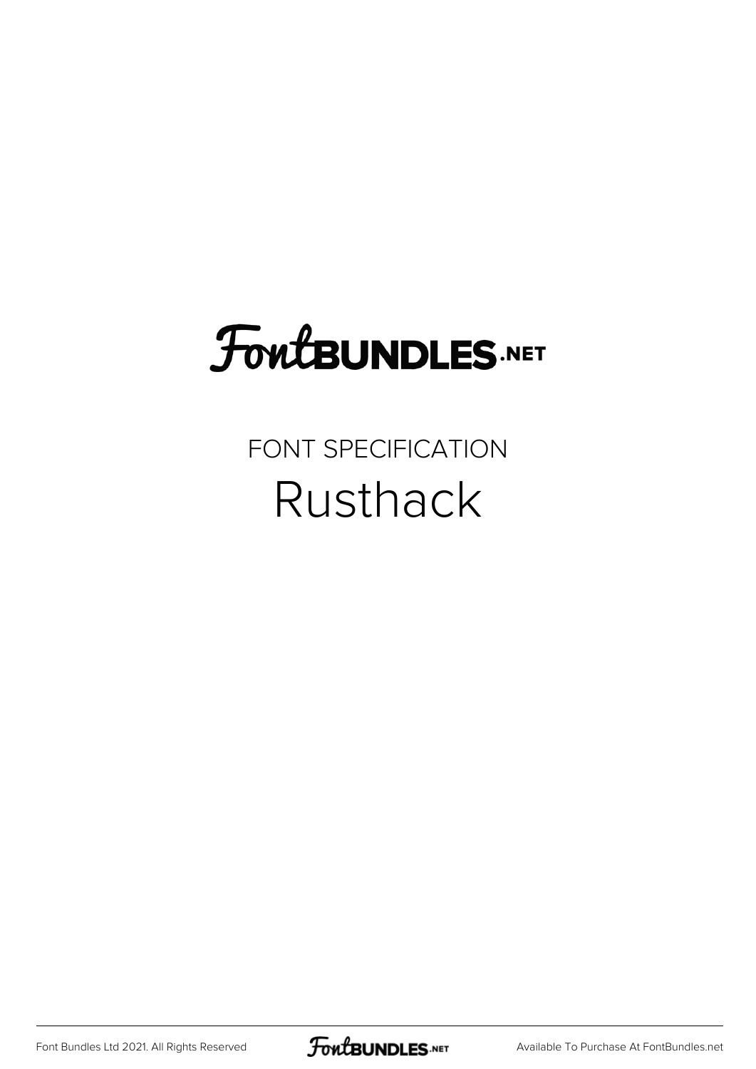FontBUNDLES.NET

FONT SPECIFICATION

# Rusthack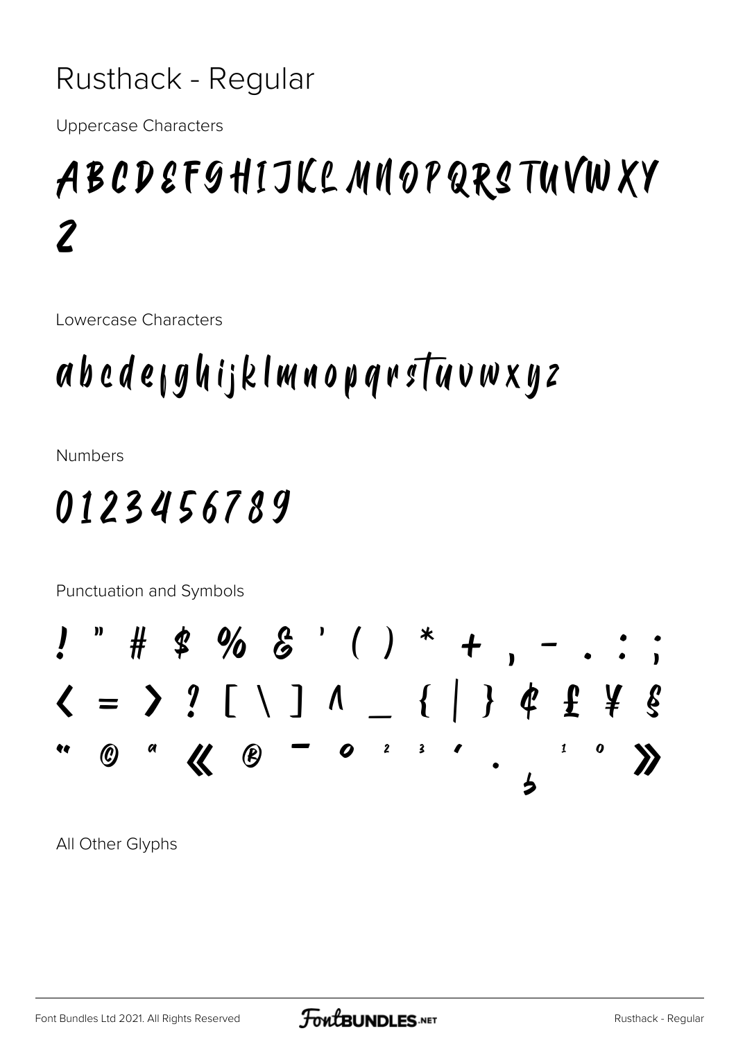# Rusthack - Regular

Uppercase Characters

ABCDEFGHIJKLMNOPQRSTUVWXY
Z

Lowercase Characters

abcdefghijklmnopqrstuvwxyz

Numbers

0123456789

Punctuation and Symbols

! " # $ % & ' ( ) * + , - . : ;
< = > ? [ \ ] ^ _ { | } ¢ £ ¥ §
¨ © ª « ® ¯ ° ² ³ ´ · ¸ ¹ º »

All Other Glyphs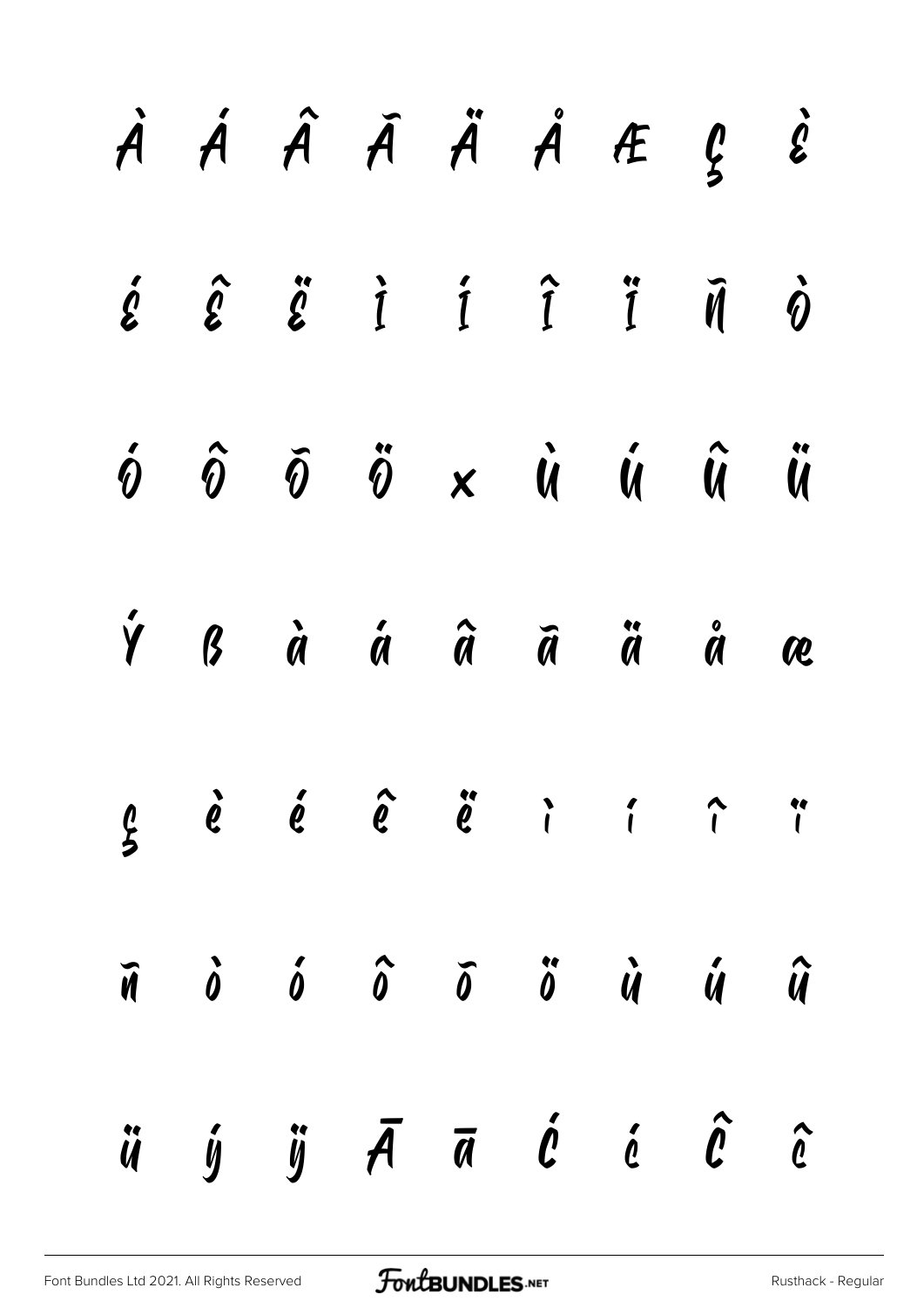À Á Â Ã Ä Å Æ Ç È

É Ê Ë Ì Í Î Ï Ñ Ò

Ó Ô Õ Ö × Ù Ú Û Ü

Ý ß à á â ã ä å æ

ç è é ê ë ì í î ï

ñ ò ó ô õ ö ù ú û

ü ý ÿ Ā ā Ć ć Ĉ ĉ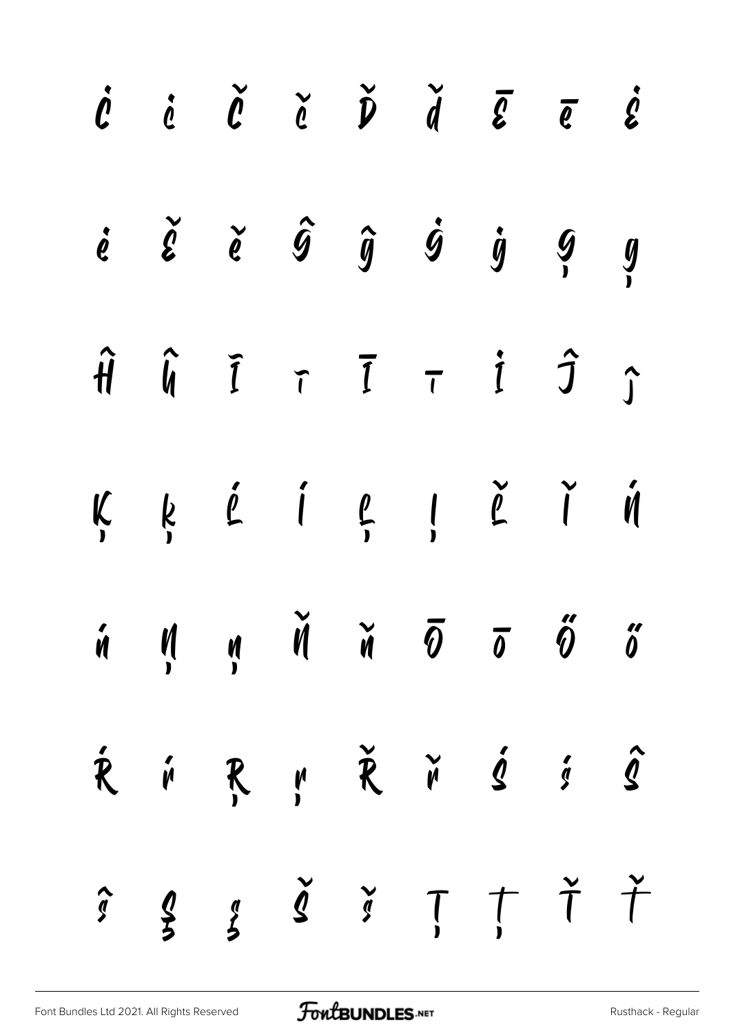Ċ ċ Č č Ď ď Ē ē Ė

ė Ě ě Ĝ ĝ Ġ ġ Ģ ģ

Ĥ ĥ Ĩ ĩ Ī ī İ Ĵ ĵ

Ķ ķ Ĺ ĺ Ļ ļ Ľ ľ Ń

ń Ņ ņ Ň ň Ō ō Ő ő

Ŕ ŕ Ŗ ŗ Ř ř Ś ś Ŝ

ŝ Ş ş Š š Ţ ţ Ť ť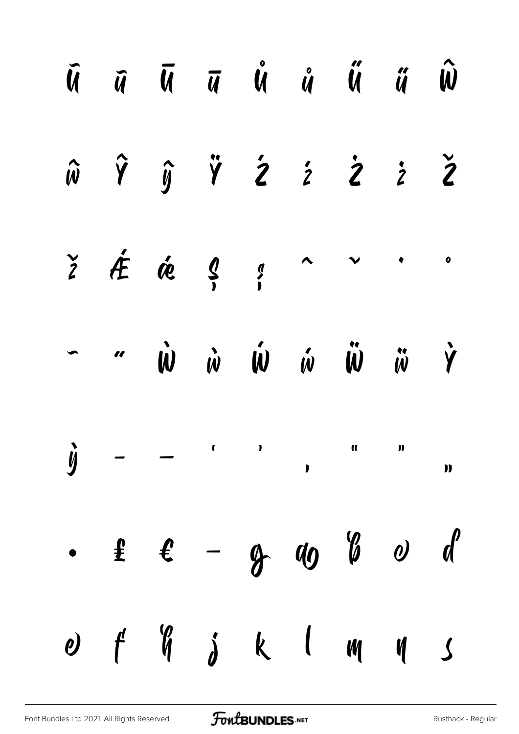Ŭ ŭ Ū ū Ů ů Ű ű Ŵ

ŵ Ŷ ŷ Ÿ Ź ź Ż ż Ž

ž Ǽ ǽ Ș ș ˆ ˇ ˙ ˚

˘ ˝ Ẁ ẁ Ẃ ẃ Ẅ ẅ Ỳ

ỳ – — ' ' ‚ " " „

• ₤ € − g ɑ b e d

e f h j k l m n s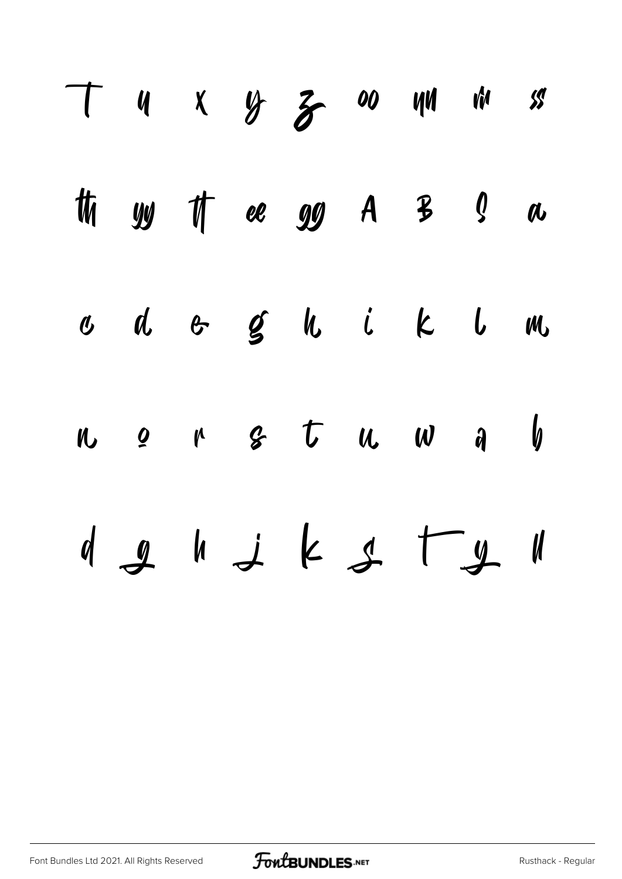T u x y z oo yu ii ss

th yy tt ee gg A B S a

c d e g h i k l m

n o r s t u w a b

d g h j k s t y ll